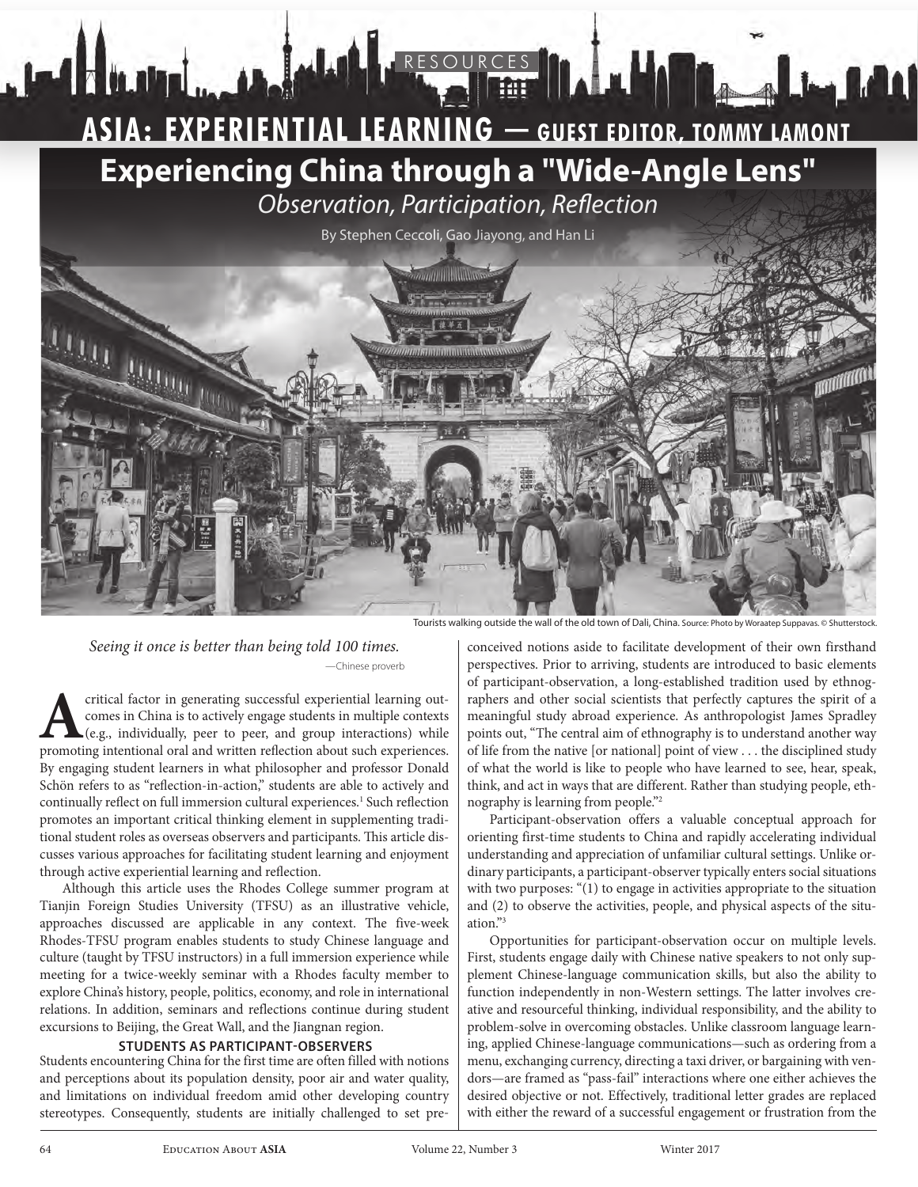RESOURCES

# ASIA: EXPERIENTIAL LEARNING — GUEST EDITOR, TOMMY LAMONT

# Experiencing China through a "Wide-Angle Lens"

## *Observation, Participation, Reflection*

By Stephen Ceccoli, Gao Jiayong, and Han Li

Tourists walking outside the wall of the old town of Dali, China. Source: Photo by Woraatep Suppavas. © Shutterstock.

*Seeing it once is better than being told 100 times.*

—Chinese proverb

A critical factor in generating successful experiential learning outcomes in China is to actively engage students in multiple contexts (e.g., individually, peer to peer, and group interactions) while promoting intentional oral and written reflection about such experiences. By engaging student learners in what philosopher and professor Donald Schön refers to as "reflection-in-action," students are able to actively and continually reflect on full immersion cultural experiences.[1] Such reflection promotes an important critical thinking element in supplementing traditional student roles as overseas observers and participants. This article discusses various approaches for facilitating student learning and enjoyment through active experiential learning and reflection.

Although this article uses the Rhodes College summer program at Tianjin Foreign Studies University (TFSU) as an illustrative vehicle, approaches discussed are applicable in any context. The five-week Rhodes-TFSU program enables students to study Chinese language and culture (taught by TFSU instructors) in a full immersion experience while meeting for a twice-weekly seminar with a Rhodes faculty member to explore China's history, people, politics, economy, and role in international relations. In addition, seminars and reflections continue during student excursions to Beijing, the Great Wall, and the Jiangnan region.

### STUDENTS AS PARTICIPANT-OBSERVERS

Students encountering China for the first time are often filled with notions and perceptions about its population density, poor air and water quality, and limitations on individual freedom amid other developing country stereotypes. Consequently, students are initially challenged to set preconceived notions aside to facilitate development of their own firsthand perspectives. Prior to arriving, students are introduced to basic elements of participant-observation, a long-established tradition used by ethnographers and other social scientists that perfectly captures the spirit of a meaningful study abroad experience. As anthropologist James Spradley points out, "The central aim of ethnography is to understand another way of life from the native [or national] point of view . . . the disciplined study of what the world is like to people who have learned to see, hear, speak, think, and act in ways that are different. Rather than studying people, ethnography is learning from people."[2]

Participant-observation offers a valuable conceptual approach for orienting first-time students to China and rapidly accelerating individual understanding and appreciation of unfamiliar cultural settings. Unlike ordinary participants, a participant-observer typically enters social situations with two purposes: "(1) to engage in activities appropriate to the situation and (2) to observe the activities, people, and physical aspects of the situation."[3]

Opportunities for participant-observation occur on multiple levels. First, students engage daily with Chinese native speakers to not only supplement Chinese-language communication skills, but also the ability to function independently in non-Western settings. The latter involves creative and resourceful thinking, individual responsibility, and the ability to problem-solve in overcoming obstacles. Unlike classroom language learning, applied Chinese-language communications—such as ordering from a menu, exchanging currency, directing a taxi driver, or bargaining with vendors—are framed as "pass-fail" interactions where one either achieves the desired objective or not. Effectively, traditional letter grades are replaced with either the reward of a successful engagement or frustration from the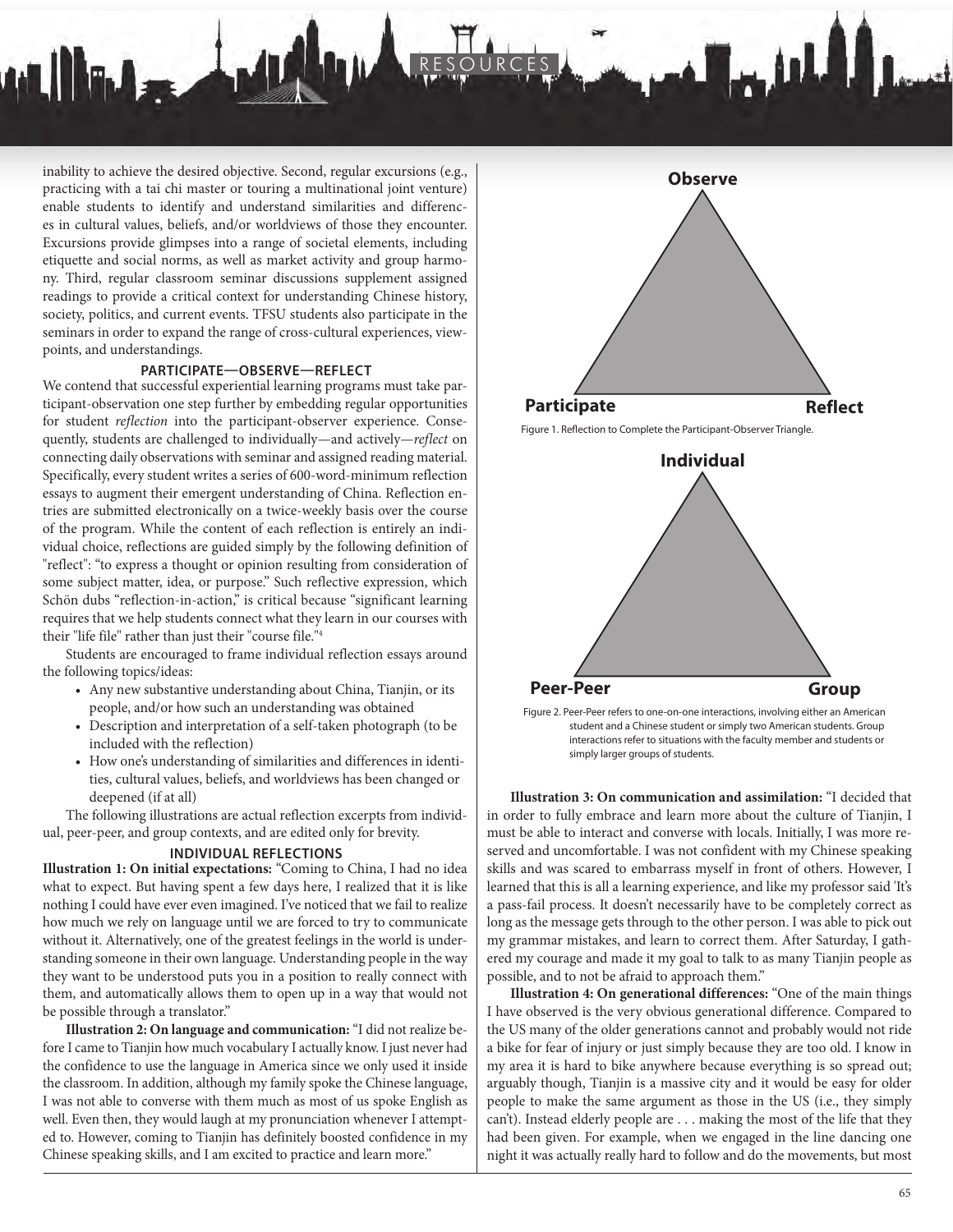inability to achieve the desired objective. Second, regular excursions (e.g., practicing with a tai chi master or touring a multinational joint venture) enable students to identify and understand similarities and differences in cultural values, beliefs, and/or worldviews of those they encounter. Excursions provide glimpses into a range of societal elements, including etiquette and social norms, as well as market activity and group harmony. Third, regular classroom seminar discussions supplement assigned readings to provide a critical context for understanding Chinese history, society, politics, and current events. TFSU students also participate in the seminars in order to expand the range of cross-cultural experiences, viewpoints, and understandings.

### PARTICIPATE—OBSERVE—REFLECT

We contend that successful experiential learning programs must take participant-observation one step further by embedding regular opportunities for student *reflection* into the participant-observer experience. Consequently, students are challenged to individually—and actively—*reflect* on connecting daily observations with seminar and assigned reading material. Specifically, every student writes a series of 600-word-minimum reflection essays to augment their emergent understanding of China. Reflection entries are submitted electronically on a twice-weekly basis over the course of the program. While the content of each reflection is entirely an individual choice, reflections are guided simply by the following definition of "reflect": "to express a thought or opinion resulting from consideration of some subject matter, idea, or purpose." Such reflective expression, which Schön dubs "reflection-in-action," is critical because "significant learning requires that we help students connect what they learn in our courses with their "life file" rather than just their "course file."[4]

Students are encouraged to frame individual reflection essays around the following topics/ideas:

- Any new substantive understanding about China, Tianjin, or its people, and/or how such an understanding was obtained
- Description and interpretation of a self-taken photograph (to be included with the reflection)
- How one's understanding of similarities and differences in identities, cultural values, beliefs, and worldviews has been changed or deepened (if at all)

The following illustrations are actual reflection excerpts from individual, peer-peer, and group contexts, and are edited only for brevity.

**Observe**

**Participate** **Reflect**

Figure 1. Reflection to Complete the Participant-Observer Triangle.

**Individual**

**Peer-Peer** **Group**

Figure 2. Peer-Peer refers to one-on-one interactions, involving either an American student and a Chinese student or simply two American students. Group interactions refer to situations with the faculty member and students or simply larger groups of students.

### INDIVIDUAL REFLECTIONS

**Illustration 1: On initial expectations:** "Coming to China, I had no idea what to expect. But having spent a few days here, I realized that it is like nothing I could have ever even imagined. I've noticed that we fail to realize how much we rely on language until we are forced to try to communicate without it. Alternatively, one of the greatest feelings in the world is understanding someone in their own language. Understanding people in the way they want to be understood puts you in a position to really connect with them, and automatically allows them to open up in a way that would not be possible through a translator."

**Illustration 2: On language and communication:** "I did not realize before I came to Tianjin how much vocabulary I actually know. I just never had the confidence to use the language in America since we only used it inside the classroom. In addition, although my family spoke the Chinese language, I was not able to converse with them much as most of us spoke English as well. Even then, they would laugh at my pronunciation whenever I attempted to. However, coming to Tianjin has definitely boosted confidence in my Chinese speaking skills, and I am excited to practice and learn more."

**Illustration 3: On communication and assimilation:** "I decided that in order to fully embrace and learn more about the culture of Tianjin, I must be able to interact and converse with locals. Initially, I was more reserved and uncomfortable. I was not confident with my Chinese speaking skills and was scared to embarrass myself in front of others. However, I learned that this is all a learning experience, and like my professor said 'It's a pass-fail process. It doesn't necessarily have to be completely correct as long as the message gets through to the other person. I was able to pick out my grammar mistakes, and learn to correct them. After Saturday, I gathered my courage and made it my goal to talk to as many Tianjin people as possible, and to not be afraid to approach them."

**Illustration 4: On generational differences:** "One of the main things I have observed is the very obvious generational difference. Compared to the US many of the older generations cannot and probably would not ride a bike for fear of injury or just simply because they are too old. I know in my area it is hard to bike anywhere because everything is so spread out; arguably though, Tianjin is a massive city and it would be easy for older people to make the same argument as those in the US (i.e., they simply can't). Instead elderly people are . . . making the most of the life that they had been given. For example, when we engaged in the line dancing one night it was actually really hard to follow and do the movements, but most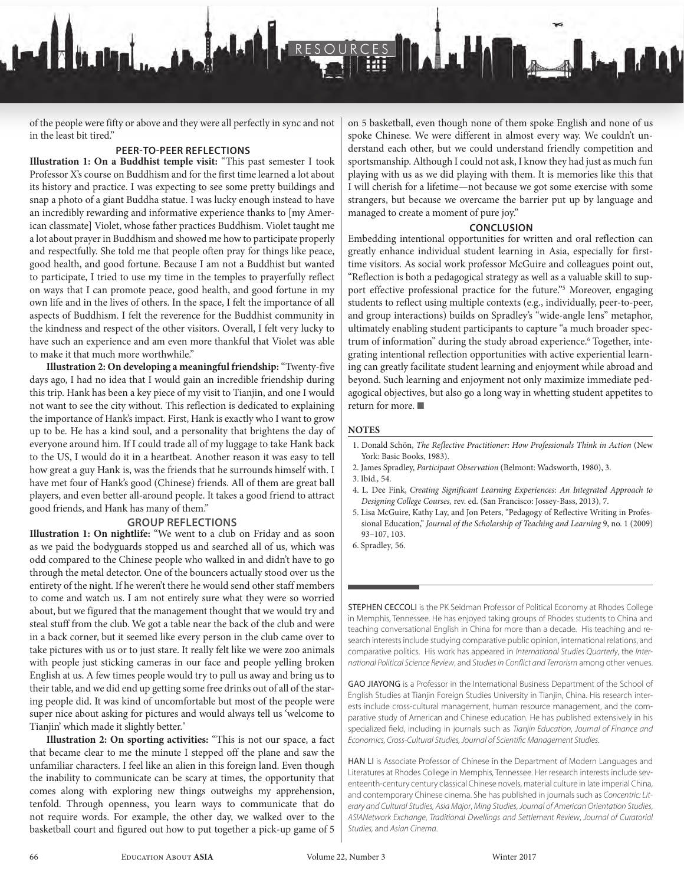of the people were fifty or above and they were all perfectly in sync and not in the least bit tired."

### PEER-TO-PEER REFLECTIONS

**Illustration 1: On a Buddhist temple visit:** "This past semester I took Professor X's course on Buddhism and for the first time learned a lot about its history and practice. I was expecting to see some pretty buildings and snap a photo of a giant Buddha statue. I was lucky enough instead to have an incredibly rewarding and informative experience thanks to [my American classmate] Violet, whose father practices Buddhism. Violet taught me a lot about prayer in Buddhism and showed me how to participate properly and respectfully. She told me that people often pray for things like peace, good health, and good fortune. Because I am not a Buddhist but wanted to participate, I tried to use my time in the temples to prayerfully reflect on ways that I can promote peace, good health, and good fortune in my own life and in the lives of others. In the space, I felt the importance of all aspects of Buddhism. I felt the reverence for the Buddhist community in the kindness and respect of the other visitors. Overall, I felt very lucky to have such an experience and am even more thankful that Violet was able to make it that much more worthwhile."

**Illustration 2: On developing a meaningful friendship:** "Twenty-five days ago, I had no idea that I would gain an incredible friendship during this trip. Hank has been a key piece of my visit to Tianjin, and one I would not want to see the city without. This reflection is dedicated to explaining the importance of Hank's impact. First, Hank is exactly who I want to grow up to be. He has a kind soul, and a personality that brightens the day of everyone around him. If I could trade all of my luggage to take Hank back to the US, I would do it in a heartbeat. Another reason it was easy to tell how great a guy Hank is, was the friends that he surrounds himself with. I have met four of Hank's good (Chinese) friends. All of them are great ball players, and even better all-around people. It takes a good friend to attract good friends, and Hank has many of them."

### GROUP REFLECTIONS

**Illustration 1: On nightlife:** "We went to a club on Friday and as soon as we paid the bodyguards stopped us and searched all of us, which was odd compared to the Chinese people who walked in and didn't have to go through the metal detector. One of the bouncers actually stood over us the entirety of the night. If he weren't there he would send other staff members to come and watch us. I am not entirely sure what they were so worried about, but we figured that the management thought that we would try and steal stuff from the club. We got a table near the back of the club and were in a back corner, but it seemed like every person in the club came over to take pictures with us or to just stare. It really felt like we were zoo animals with people just sticking cameras in our face and people yelling broken English at us. A few times people would try to pull us away and bring us to their table, and we did end up getting some free drinks out of all of the staring people did. It was kind of uncomfortable but most of the people were super nice about asking for pictures and would always tell us 'welcome to Tianjin' which made it slightly better."

**Illustration 2: On sporting activities:** "This is not our space, a fact that became clear to me the minute I stepped off the plane and saw the unfamiliar characters. I feel like an alien in this foreign land. Even though the inability to communicate can be scary at times, the opportunity that comes along with exploring new things outweighs my apprehension, tenfold. Through openness, you learn ways to communicate that do not require words. For example, the other day, we walked over to the basketball court and figured out how to put together a pick-up game of 5 on 5 basketball, even though none of them spoke English and none of us spoke Chinese. We were different in almost every way. We couldn't understand each other, but we could understand friendly competition and sportsmanship. Although I could not ask, I know they had just as much fun playing with us as we did playing with them. It is memories like this that I will cherish for a lifetime—not because we got some exercise with some strangers, but because we overcame the barrier put up by language and managed to create a moment of pure joy."

### CONCLUSION

Embedding intentional opportunities for written and oral reflection can greatly enhance individual student learning in Asia, especially for first-time visitors. As social work professor McGuire and colleagues point out, "Reflection is both a pedagogical strategy as well as a valuable skill to support effective professional practice for the future."[5] Moreover, engaging students to reflect using multiple contexts (e.g., individually, peer-to-peer, and group interactions) builds on Spradley's "wide-angle lens" metaphor, ultimately enabling student participants to capture "a much broader spectrum of information" during the study abroad experience.[6] Together, integrating intentional reflection opportunities with active experiential learning can greatly facilitate student learning and enjoyment while abroad and beyond. Such learning and enjoyment not only maximize immediate pedagogical objectives, but also go a long way in whetting student appetites to return for more. ■

### NOTES

1. Donald Schön, *The Reflective Practitioner: How Professionals Think in Action* (New York: Basic Books, 1983).
2. James Spradley, *Participant Observation* (Belmont: Wadsworth, 1980), 3.
3. Ibid., 54.
4. L. Dee Fink, *Creating Significant Learning Experiences: An Integrated Approach to Designing College Courses,* rev. ed. (San Francisco: Jossey-Bass, 2013), 7.
5. Lisa McGuire, Kathy Lay, and Jon Peters, "Pedagogy of Reflective Writing in Professional Education," *Journal of the Scholarship of Teaching and Learning* 9, no. 1 (2009) 93–107, 103.
6. Spradley, 56.

---

STEPHEN CECCOLI is the PK Seidman Professor of Political Economy at Rhodes College in Memphis, Tennessee. He has enjoyed taking groups of Rhodes students to China and teaching conversational English in China for more than a decade. His teaching and research interests include studying comparative public opinion, international relations, and comparative politics. His work has appeared in *International Studies Quarterly*, the *International Political Science Review*, and *Studies in Conflict and Terrorism* among other venues.

GAO JIAYONG is a Professor in the International Business Department of the School of English Studies at Tianjin Foreign Studies University in Tianjin, China. His research interests include cross-cultural management, human resource management, and the comparative study of American and Chinese education. He has published extensively in his specialized field, including in journals such as *Tianjin Education, Journal of Finance and Economics, Cross-Cultural Studies, Journal of Scientific Management Studies*.

HAN LI is Associate Professor of Chinese in the Department of Modern Languages and Literatures at Rhodes College in Memphis, Tennessee. Her research interests include seventeenth-century century classical Chinese novels, material culture in late imperial China, and contemporary Chinese cinema. She has published in journals such as *Concentric: Literary and Cultural Studies, Asia Major, Ming Studies, Journal of American Orientation Studies, ASIANetwork Exchange, Traditional Dwellings and Settlement Review, Journal of Curatorial Studies,* and *Asian Cinema*.